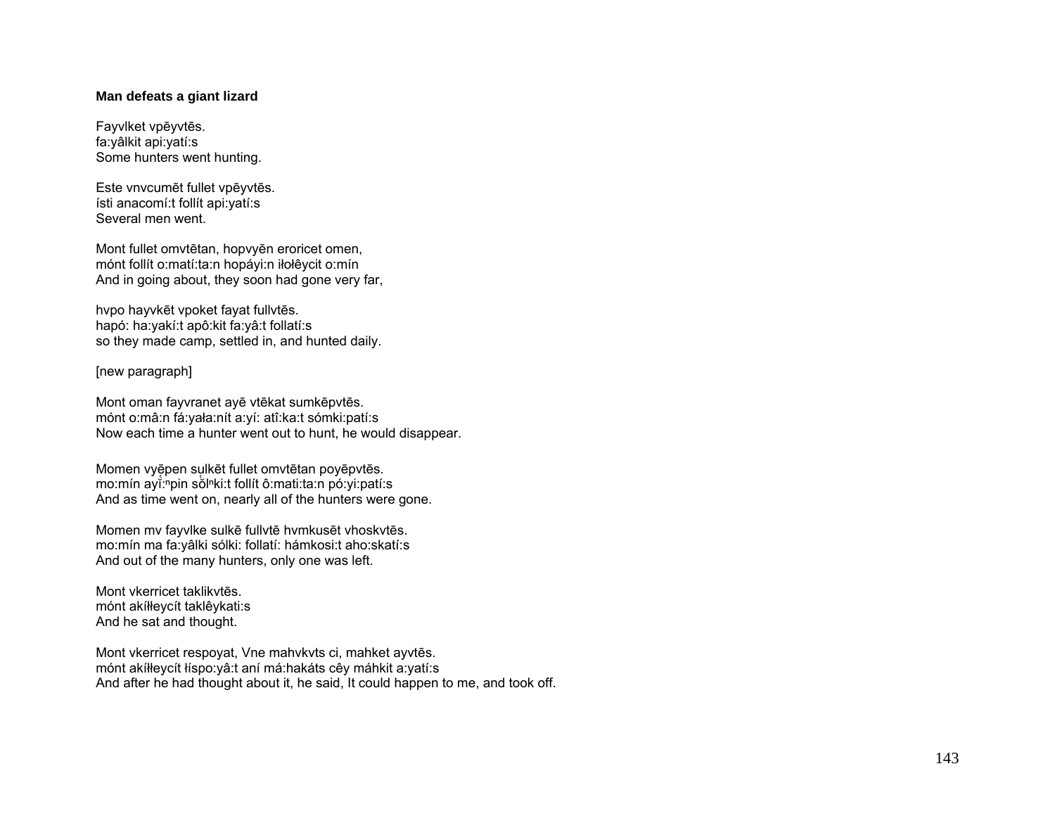**Man defeats a giant lizard**

Fayvlket vpēyvtēs.
fa:yâlkit api:yatí:s
Some hunters went hunting.

Este vnvcumēt fullet vpēyvtēs.
ísti anacomí:t follít api:yatí:s
Several men went.

Mont fullet omvtētan, hopvyēn eroricet omen,
mónt follít o:matí:ta:n hopáyi:n iłołêycit o:mín
And in going about, they soon had gone very far,

hvpo hayvkēt vpoket fayat fullvtēs.
hapó: ha:yakí:t apô:kit fa:yâ:t follatí:s
so they made camp, settled in, and hunted daily.

[new paragraph]

Mont oman fayvranet ayē vtēkat sumkēpvtēs.
mónt o:mâ:n fá:yała:nít a:yí: atî:ka:t sómki:patí:s
Now each time a hunter went out to hunt, he would disappear.

Momen vyē̜pen su̯lkēt fullet omvtētan poyēpvtēs.
mo:mín ayĭ:$^{n}$pin sŏl$^{n}$ki:t follít ô:mati:ta:n pó:yi:patí:s
And as time went on, nearly all of the hunters were gone.

Momen mv fayvlke sulkē fullvtē hvmkusēt vhoskvtēs.
mo:mín ma fa:yâlki sólki: follatí: hámkosi:t aho:skatí:s
And out of the many hunters, only one was left.

Mont vkerricet taklikvtēs.
mónt akíłłeycít taklêykati:s
And he sat and thought.

Mont vkerricet respoyat, Vne mahvkvts ci, mahket ayvtēs.
mónt akíłłeycít łíspo:yâ:t aní má:hakáts cêy máhkit a:yatí:s
And after he had thought about it, he said, It could happen to me, and took off.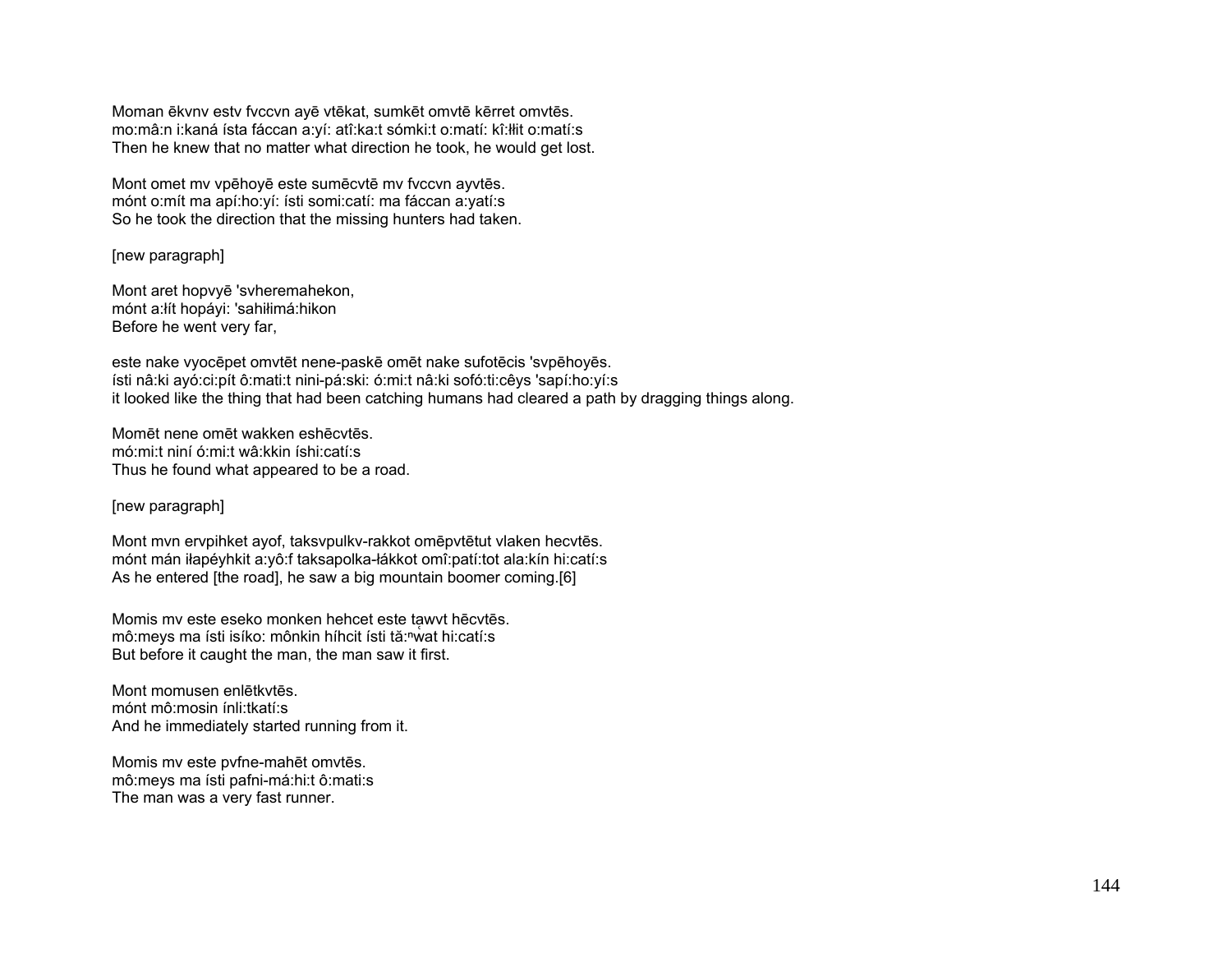Moman ēkvnv estv fvccvn ayē vtēkat, sumkēt omvtē kērret omvtēs.
mo:mâ:n i:kaná ísta fáccan a:yí: atî:ka:t sómki:t o:matí: kî:łłit o:matí:s
Then he knew that no matter what direction he took, he would get lost.

Mont omet mv vpēhoyē este sumēcvtē mv fvccvn ayvtēs.
mónt o:mít ma apí:ho:yí: ísti somi:catí: ma fáccan a:yatí:s
So he took the direction that the missing hunters had taken.

[new paragraph]

Mont aret hopvyē 'svheremahekon,
mónt a:łít hopáyi: 'sahiłimá:hikon
Before he went very far,

este nake vyocēpet omvtēt nene-paskē omēt nake sufotēcis 'svpēhoyēs.
ísti nâ:ki ayó:ci:pít ô:mati:t nini-pá:ski: ó:mi:t nâ:ki sofó:ti:cêys 'sapí:ho:yí:s
it looked like the thing that had been catching humans had cleared a path by dragging things along.

Momēt nene omēt wakken eshēcvtēs.
mó:mi:t niní ó:mi:t wâ:kkin íshi:catí:s
Thus he found what appeared to be a road.

[new paragraph]

Mont mvn ervpihket ayof, taksvpulkv-rakkot omēpvtētut vlaken hecvtēs.
mónt mán iłapéyhkit a:yô:f taksapolka-łákkot omî:patí:tot ala:kín hi:catí:s
As he entered [the road], he saw a big mountain boomer coming.[6]

Momis mv este eseko monken hehcet este tąwvt hēcvtēs.
mô:meys ma ísti isíko: mônkin híhcit ísti tă:ⁿwat hi:catí:s
But before it caught the man, the man saw it first.

Mont momusen enlētkvtēs.
mónt mô:mosin ínli:tkatí:s
And he immediately started running from it.

Momis mv este pvfne-mahēt omvtēs.
mô:meys ma ísti pafni-má:hi:t ô:mati:s
The man was a very fast runner.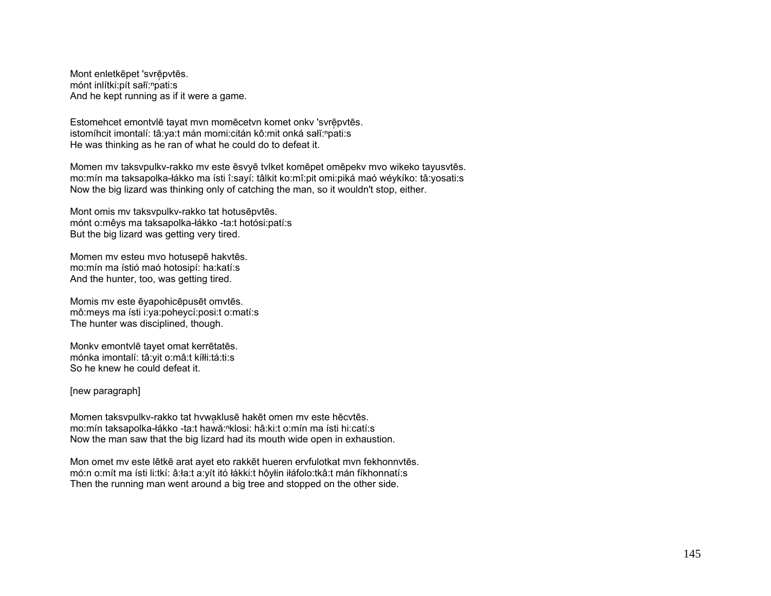Mont enletkēpet 'svrę̄pvtēs.
mónt inlítki:pít sałĭ:$^{n}$pati:s
And he kept running as if it were a game.

Estomehcet emontvlē tayat mvn momēcetvn komet onkv 'svrę̄pvtēs.
istomíhcit imontalí: tâ:ya:t mán momi:citán kô:mit onká sałĭ:$^{n}$pati:s
He was thinking as he ran of what he could do to defeat it.

Momen mv taksvpulkv-rakko mv este ēsvyē tvlket komēpet omēpekv mvo wikeko tayusvtēs.
mo:mín ma taksapolka-łákko ma ísti î:sayí: tâlkit ko:mî:pit omi:piká maó wéykíko: tâ:yosati:s
Now the big lizard was thinking only of catching the man, so it wouldn't stop, either.

Mont omis mv taksvpulkv-rakko tat hotusēpvtēs.
mónt o:mêys ma taksapolka-łákko -ta:t hotósi:patí:s
But the big lizard was getting very tired.

Momen mv esteu mvo hotusepē hakvtēs.
mo:mín ma ístió maó hotosipí: ha:katí:s
And the hunter, too, was getting tired.

Momis mv este ēyapohicēpusēt omvtēs.
mô:meys ma ísti i:ya:poheycí:posi:t o:matí:s
The hunter was disciplined, though.

Monkv emontvlē tayet omat kerrētatēs.
mónka imontalí: tâ:yit o:mâ:t kíłłi:tá:ti:s
So he knew he could defeat it.

[new paragraph]

Momen taksvpulkv-rakko tat hvwąklusē hakēt omen mv este hēcvtēs.
mo:mín taksapolka-łákko -ta:t hawă̜:$^{n}$klosi: hâ:ki:t o:mín ma ísti hi:catí:s
Now the man saw that the big lizard had its mouth wide open in exhaustion.

Mon omet mv este lētkē arat ayet eto rakkēt hueren ervfulotkat mvn fekhonnvtēs.
mó:n o:mít ma ísti li:tkí: â:ła:t a:yít itó łákki:t hôyłin iłáfolo:tkâ:t mán fíkhonnatí:s
Then the running man went around a big tree and stopped on the other side.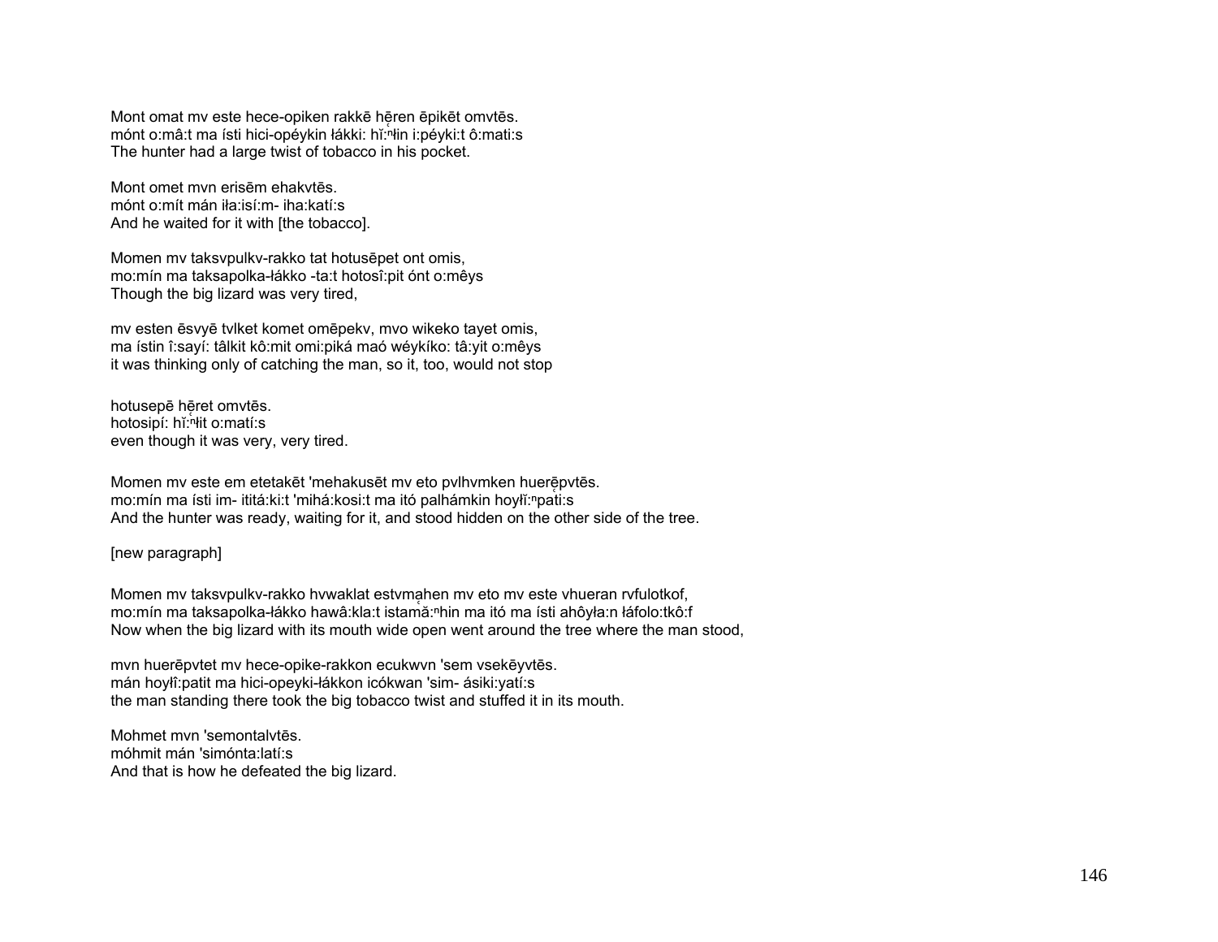Mont omat mv este hece-opiken rakkē hē̜ren ēpikēt omvtēs.
mónt o:mâ:t ma ísti hici-opéykin łákki: hĭ̜:ⁿłin i:péyki:t ô:mati:s
The hunter had a large twist of tobacco in his pocket.

Mont omet mvn erisēm ehakvtēs.
mónt o:mít mán iła:isí:m- iha:katí:s
And he waited for it with [the tobacco].

Momen mv taksvpulkv-rakko tat hotusēpet ont omis,
mo:mín ma taksapolka-łákko -ta:t hotosî:pit ónt o:mêys
Though the big lizard was very tired,

mv esten ēsvyē tvlket komet omēpekv, mvo wikeko tayet omis,
ma ístin î:sayí: tâlkit kô:mit omi:piká maó wéykíko: tâ:yit o:mêys
it was thinking only of catching the man, so it, too, would not stop

hotusepē hē̜ret omvtēs.
hotosipí: hĭ̜:ⁿłit o:matí:s
even though it was very, very tired.

Momen mv este em etetakēt 'mehakusēt mv eto pvlhvmken huerē̜pvtēs.
mo:mín ma ísti im- ititá:ki:t 'mihá:kosi:t ma itó palhámkin hoyłĭ̜:ⁿpati:s
And the hunter was ready, waiting for it, and stood hidden on the other side of the tree.

[new paragraph]

Momen mv taksvpulkv-rakko hvwaklat estvmạhen mv eto mv este vhueran rvfulotkof,
mo:mín ma taksapolka-łákko hawâ:kla:t istamă̜:ⁿhin ma itó ma ísti ahôyła:n łáfolo:tkô:f
Now when the big lizard with its mouth wide open went around the tree where the man stood,

mvn huerēpvtet mv hece-opike-rakkon ecukwvn 'sem vsekēyvtēs.
mán hoyłî:patit ma hici-opeyki-łákkon icókwan 'sim- ásiki:yatí:s
the man standing there took the big tobacco twist and stuffed it in its mouth.

Mohmet mvn 'semontalvtēs.
móhmit mán 'simónta:latí:s
And that is how he defeated the big lizard.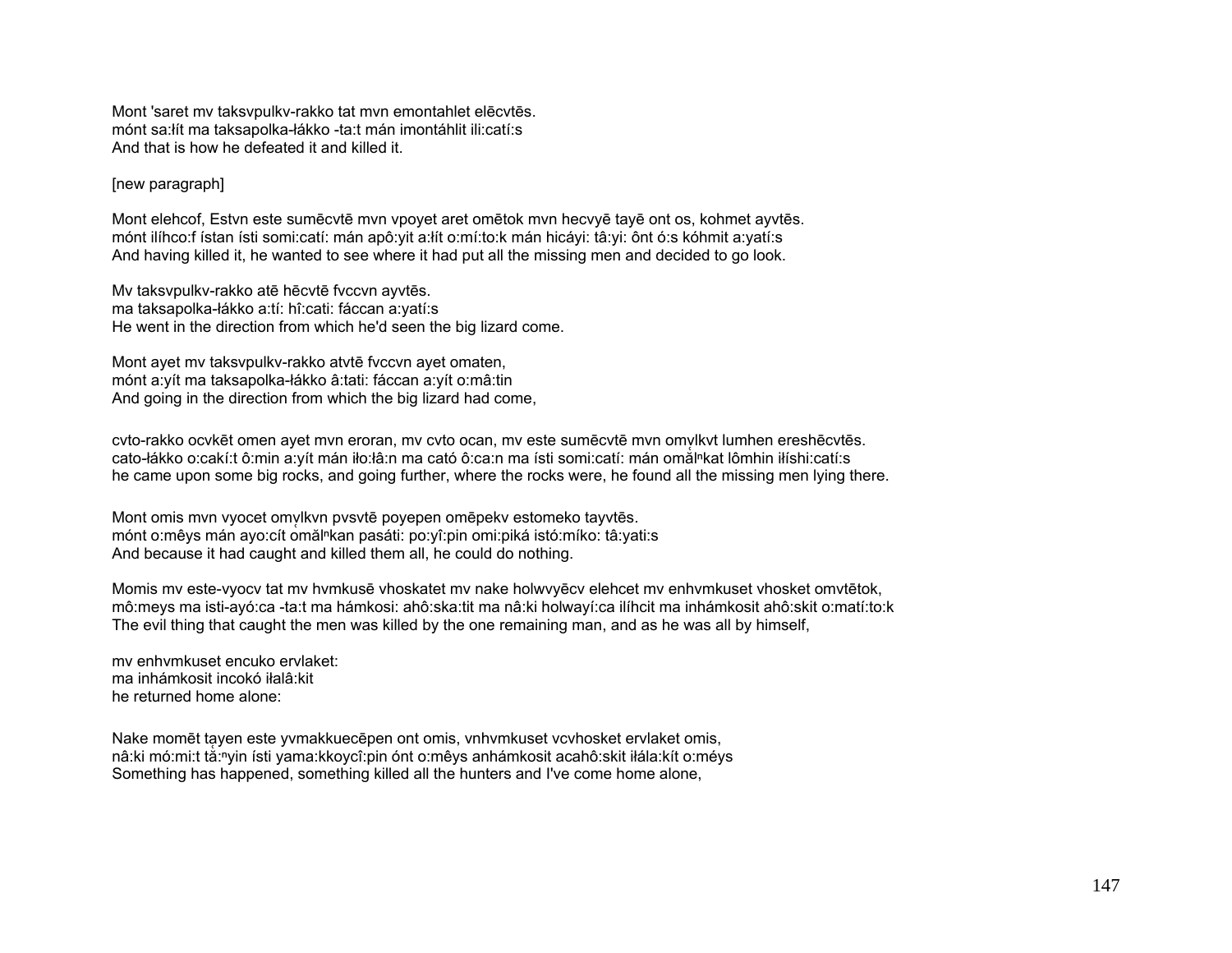Mont 'saret mv taksvpulkv-rakko tat mvn emontahlet elēcvtēs.
mónt sa:łít ma taksapolka-łákko -ta:t mán imontáhlit ili:catí:s
And that is how he defeated it and killed it.

[new paragraph]

Mont elehcof, Estvn este sumēcvtē mvn vpoyet aret omētok mvn hecvyē tayē ont os, kohmet ayvtēs.
mónt ilíhco:f ístan ísti somi:catí: mán apô:yit a:łít o:mí:to:k mán hicáyi: tâ:yi: ônt ó:s kóhmit a:yatí:s
And having killed it, he wanted to see where it had put all the missing men and decided to go look.

Mv taksvpulkv-rakko atē hēcvtē fvccvn ayvtēs.
ma taksapolka-łákko a:tí: hî:cati: fáccan a:yatí:s
He went in the direction from which he'd seen the big lizard come.

Mont ayet mv taksvpulkv-rakko atvtē fvccvn ayet omaten,
mónt a:yít ma taksapolka-łákko â:tati: fáccan a:yít o:mâ:tin
And going in the direction from which the big lizard had come,

cvto-rakko ocvkēt omen ayet mvn eroran, mv cvto ocan, mv este sumēcvtē mvn omv̧lkvt lumhen ereshēcvtēs.
cato-łákko o:cakí:t ô:min a:yít mán iło:łâ:n ma cató ô:ca:n ma ísti somi:catí: mán omă̧lⁿkat lômhin iłíshi:catí:s
he came upon some big rocks, and going further, where the rocks were, he found all the missing men lying there.

Mont omis mvn vyocet omv̧lkvn pvsvtē poyepen omēpekv estomeko tayvtēs.
mónt o:mêys mán ayo:cít omă̧lⁿkan pasáti: po:yî:pin omi:piká istó:míko: tâ:yati:s
And because it had caught and killed them all, he could do nothing.

Momis mv este-vyocv tat mv hvmkusē vhoskatet mv nake holwvyēcv elehcet mv enhvmkuset vhosket omvtētok,
mô:meys ma isti-ayó:ca -ta:t ma hámkosi: ahô:ska:tit ma nâ:ki holwayí:ca ilíhcit ma inhámkosit ahô:skit o:matí:to:k
The evil thing that caught the men was killed by the one remaining man, and as he was all by himself,

mv enhvmkuset encuko ervlaket:
ma inhámkosit incokó iłalâ:kit
he returned home alone:

Nake momēt tąyen este yvmakkuecēpen ont omis, vnhvmkuset vcvhosket ervlaket omis,
nâ:ki mó:mi:t tă̧:ⁿyin ísti yama:kkoycî:pin ónt o:mêys anhámkosit acahô:skit iłála:kít o:méys
Something has happened, something killed all the hunters and I've come home alone,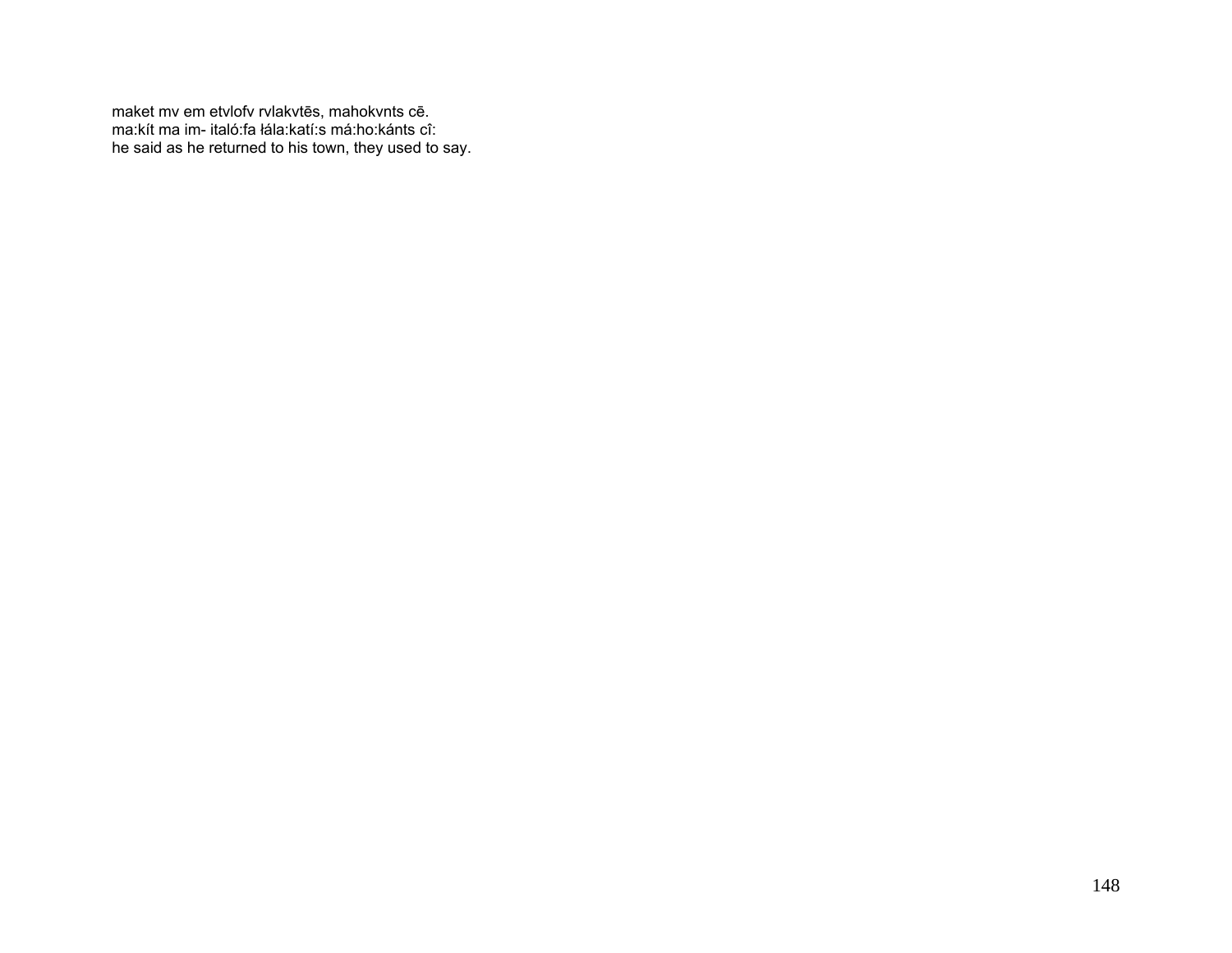maket mv em etvlofv rvlakvtēs, mahokvnts cē.
ma:kít ma im- italó:fa łála:katí:s má:ho:kánts cî:
he said as he returned to his town, they used to say.